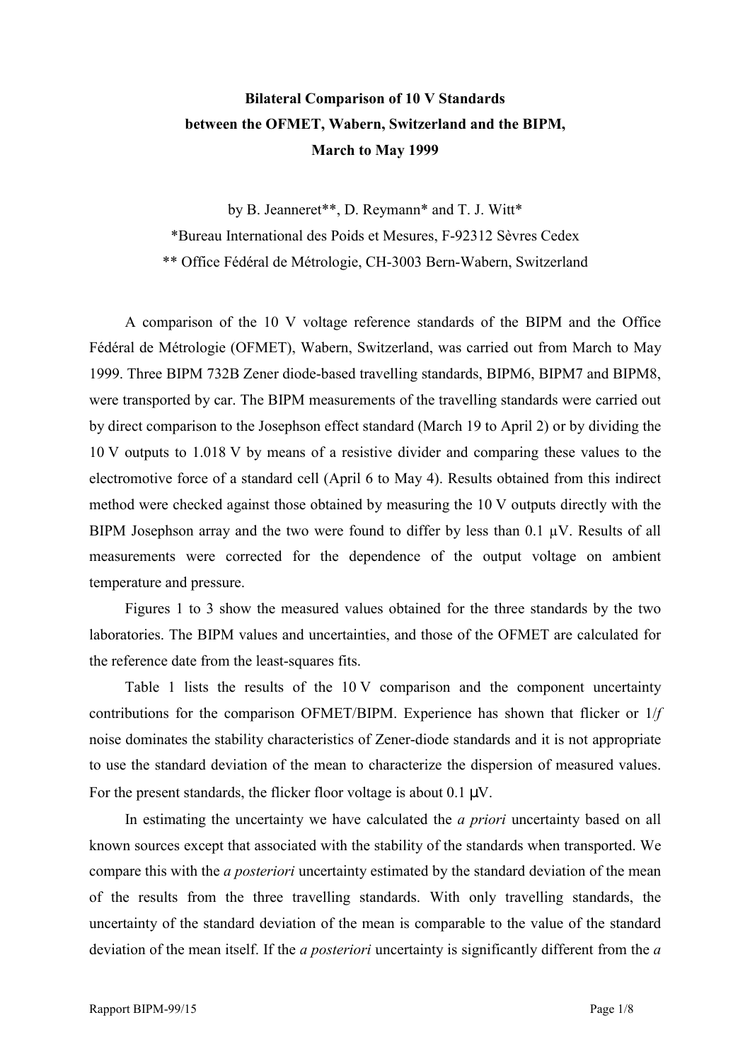# Bilateral Comparison of 10 V Standards between the OFMET, Wabern, Switzerland and the BIPM, March to May 1999

by B. Jeanneret**, D. Reymann* and T. J. Witt*

*Bureau International des Poids et Mesures, F-92312 Sèvres Cedex

** Office Fédéral de Métrologie, CH-3003 Bern-Wabern, Switzerland

A comparison of the 10 V voltage reference standards of the BIPM and the Office Fédéral de Métrologie (OFMET), Wabern, Switzerland, was carried out from March to May 1999. Three BIPM 732B Zener diode-based travelling standards, BIPM6, BIPM7 and BIPM8, were transported by car. The BIPM measurements of the travelling standards were carried out by direct comparison to the Josephson effect standard (March 19 to April 2) or by dividing the 10 V outputs to 1.018 V by means of a resistive divider and comparing these values to the electromotive force of a standard cell (April 6 to May 4). Results obtained from this indirect method were checked against those obtained by measuring the 10 V outputs directly with the BIPM Josephson array and the two were found to differ by less than 0.1 μV. Results of all measurements were corrected for the dependence of the output voltage on ambient temperature and pressure.

Figures 1 to 3 show the measured values obtained for the three standards by the two laboratories. The BIPM values and uncertainties, and those of the OFMET are calculated for the reference date from the least-squares fits.

Table 1 lists the results of the 10 V comparison and the component uncertainty contributions for the comparison OFMET/BIPM. Experience has shown that flicker or $1/f$ noise dominates the stability characteristics of Zener-diode standards and it is not appropriate to use the standard deviation of the mean to characterize the dispersion of measured values. For the present standards, the flicker floor voltage is about 0.1 μV.

In estimating the uncertainty we have calculated the *a priori* uncertainty based on all known sources except that associated with the stability of the standards when transported. We compare this with the *a posteriori* uncertainty estimated by the standard deviation of the mean of the results from the three travelling standards. With only travelling standards, the uncertainty of the standard deviation of the mean is comparable to the value of the standard deviation of the mean itself. If the *a posteriori* uncertainty is significantly different from the *a*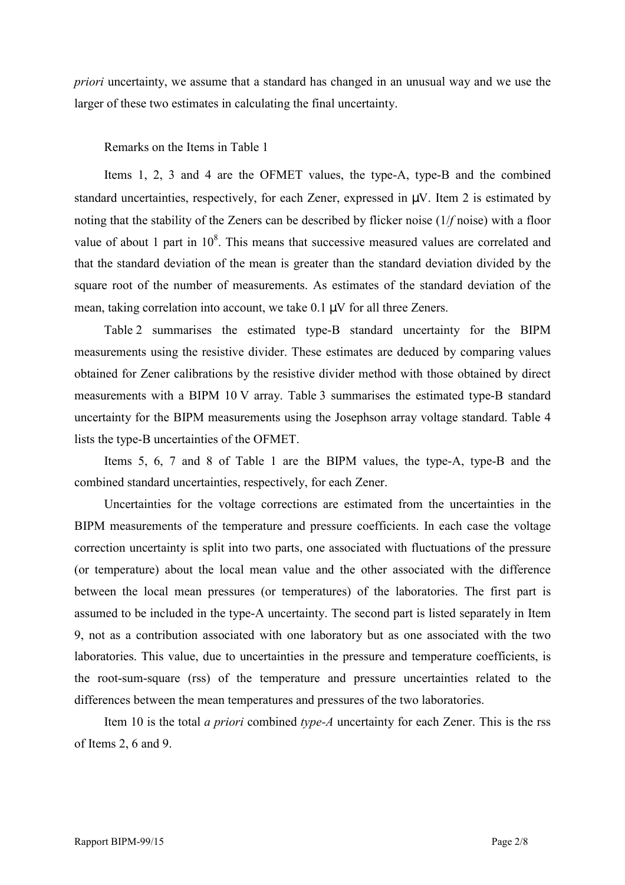*priori* uncertainty, we assume that a standard has changed in an unusual way and we use the larger of these two estimates in calculating the final uncertainty.

Remarks on the Items in Table 1

Items 1, 2, 3 and 4 are the OFMET values, the type-A, type-B and the combined standard uncertainties, respectively, for each Zener, expressed in μV. Item 2 is estimated by noting that the stability of the Zeners can be described by flicker noise (1/*f* noise) with a floor value of about 1 part in $10^8$. This means that successive measured values are correlated and that the standard deviation of the mean is greater than the standard deviation divided by the square root of the number of measurements. As estimates of the standard deviation of the mean, taking correlation into account, we take 0.1 μV for all three Zeners.

Table 2 summarises the estimated type-B standard uncertainty for the BIPM measurements using the resistive divider. These estimates are deduced by comparing values obtained for Zener calibrations by the resistive divider method with those obtained by direct measurements with a BIPM 10 V array. Table 3 summarises the estimated type-B standard uncertainty for the BIPM measurements using the Josephson array voltage standard. Table 4 lists the type-B uncertainties of the OFMET.

Items 5, 6, 7 and 8 of Table 1 are the BIPM values, the type-A, type-B and the combined standard uncertainties, respectively, for each Zener.

Uncertainties for the voltage corrections are estimated from the uncertainties in the BIPM measurements of the temperature and pressure coefficients. In each case the voltage correction uncertainty is split into two parts, one associated with fluctuations of the pressure (or temperature) about the local mean value and the other associated with the difference between the local mean pressures (or temperatures) of the laboratories. The first part is assumed to be included in the type-A uncertainty. The second part is listed separately in Item 9, not as a contribution associated with one laboratory but as one associated with the two laboratories. This value, due to uncertainties in the pressure and temperature coefficients, is the root-sum-square (rss) of the temperature and pressure uncertainties related to the differences between the mean temperatures and pressures of the two laboratories.

Item 10 is the total *a priori* combined *type-A* uncertainty for each Zener. This is the rss of Items 2, 6 and 9.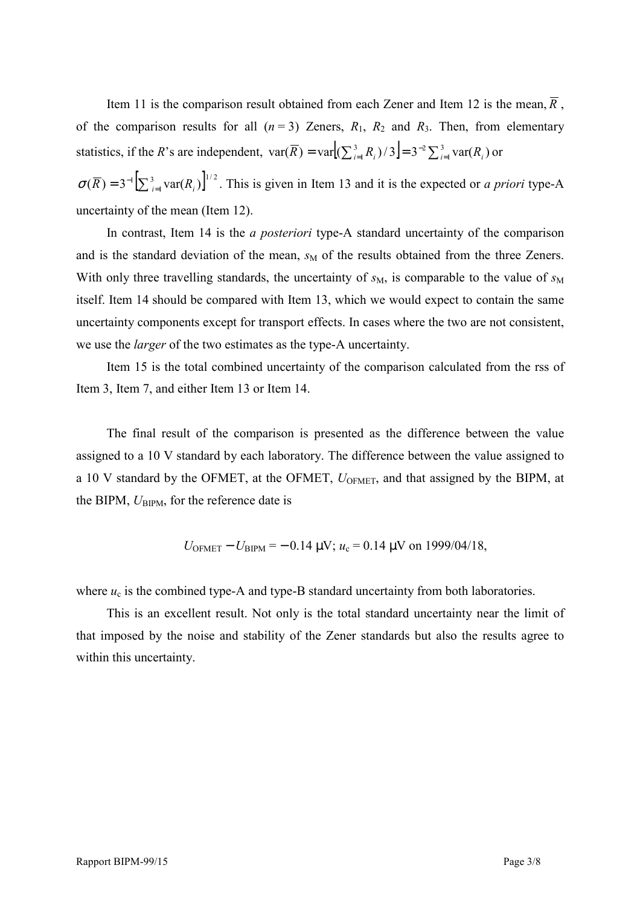Item 11 is the comparison result obtained from each Zener and Item 12 is the mean, $\overline{R}$, of the comparison results for all ($n = 3$) Zeners, $R_1$, $R_2$ and $R_3$. Then, from elementary statistics, if the $R$'s are independent, $\mathrm{var}(\overline{R}) = \mathrm{var}\left[(\sum_{i=1}^{3} R_i)/3\right] = 3^{-2}\sum_{i=1}^{3}\mathrm{var}(R_i)$ or $\sigma(\overline{R}) = 3^{-1}\left[\sum_{i=1}^{3}\mathrm{var}(R_i)\right]^{1/2}$. This is given in Item 13 and it is the expected or *a priori* type-A uncertainty of the mean (Item 12).

In contrast, Item 14 is the *a posteriori* type-A standard uncertainty of the comparison and is the standard deviation of the mean, $s_M$ of the results obtained from the three Zeners. With only three travelling standards, the uncertainty of $s_M$, is comparable to the value of $s_M$ itself. Item 14 should be compared with Item 13, which we would expect to contain the same uncertainty components except for transport effects. In cases where the two are not consistent, we use the *larger* of the two estimates as the type-A uncertainty.

Item 15 is the total combined uncertainty of the comparison calculated from the rss of Item 3, Item 7, and either Item 13 or Item 14.

The final result of the comparison is presented as the difference between the value assigned to a 10 V standard by each laboratory. The difference between the value assigned to a 10 V standard by the OFMET, at the OFMET, $U_{\mathrm{OFMET}}$, and that assigned by the BIPM, at the BIPM, $U_{\mathrm{BIPM}}$, for the reference date is

$$U_{\mathrm{OFMET}} - U_{\mathrm{BIPM}} = -0.14\ \mu\mathrm{V};\ u_c = 0.14\ \mu\mathrm{V}\ \text{on 1999/04/18},$$

where $u_c$ is the combined type-A and type-B standard uncertainty from both laboratories.

This is an excellent result. Not only is the total standard uncertainty near the limit of that imposed by the noise and stability of the Zener standards but also the results agree to within this uncertainty.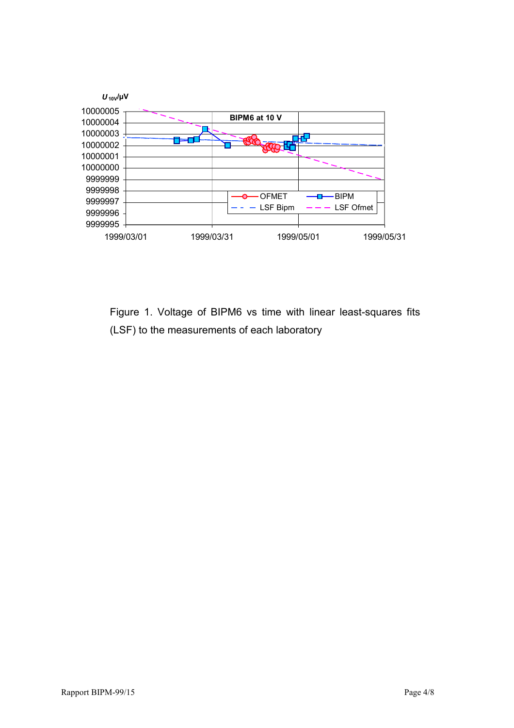Figure 1. Voltage of BIPM6 vs time with linear least-squares fits (LSF) to the measurements of each laboratory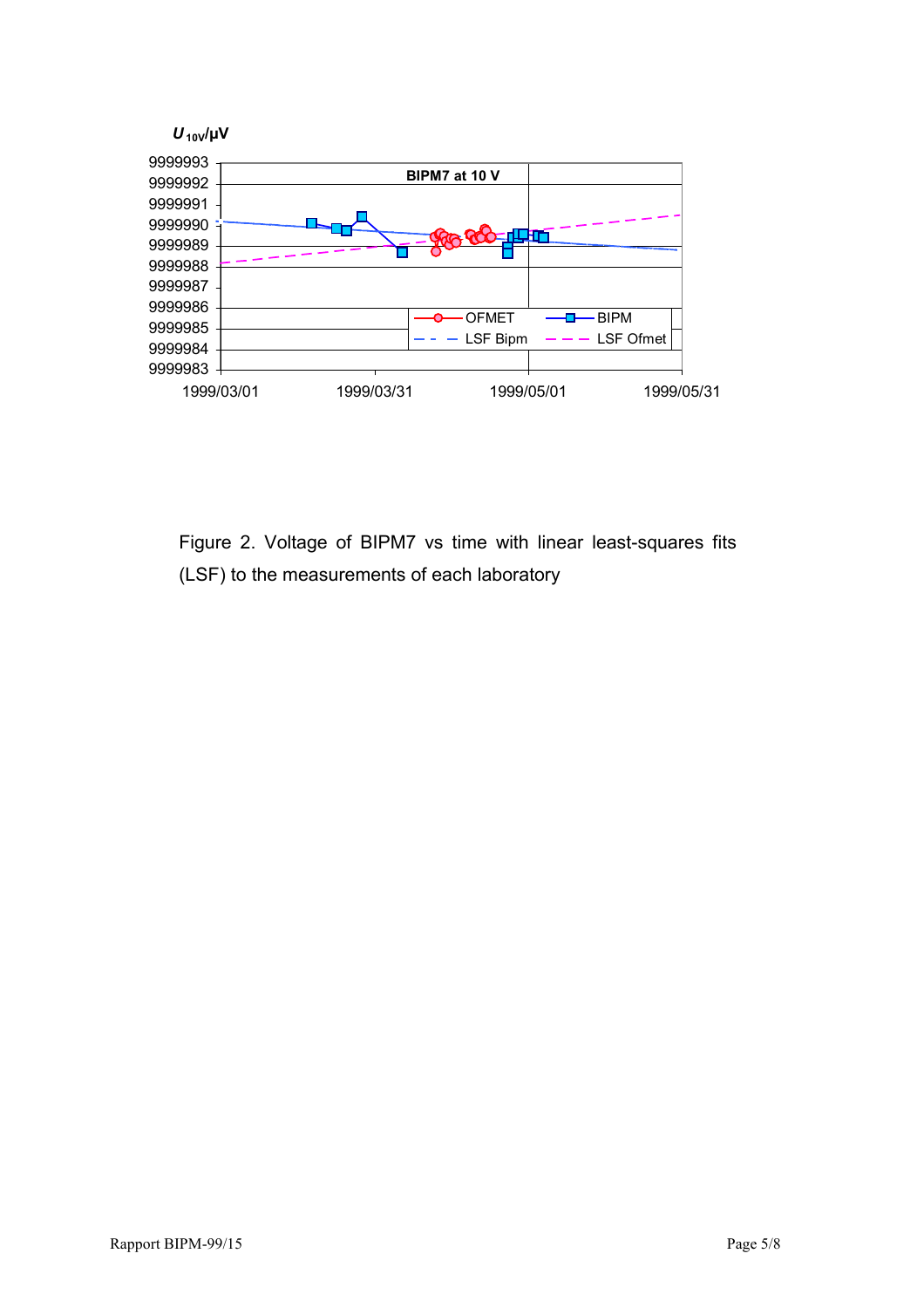Figure 2. Voltage of BIPM7 vs time with linear least-squares fits (LSF) to the measurements of each laboratory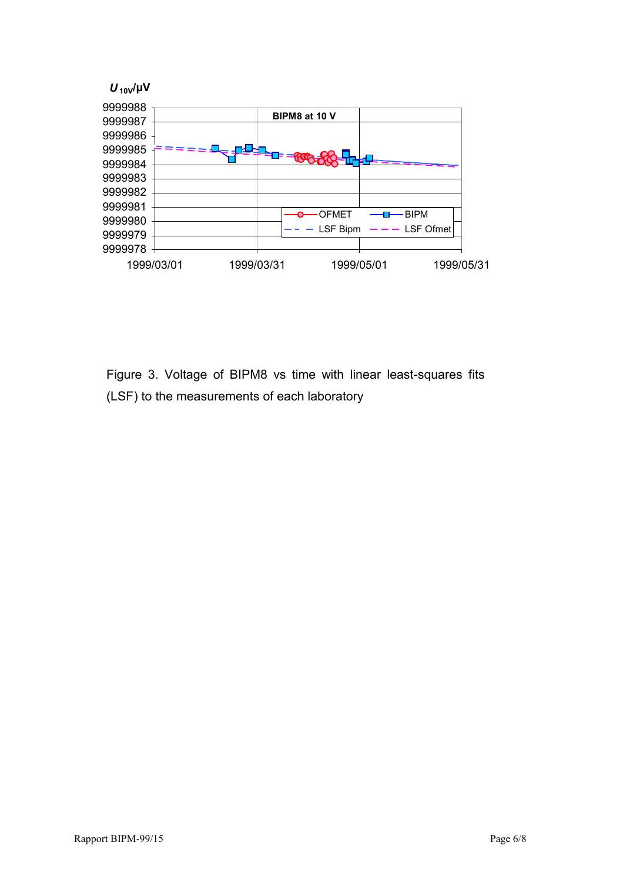Figure 3. Voltage of BIPM8 vs time with linear least-squares fits (LSF) to the measurements of each laboratory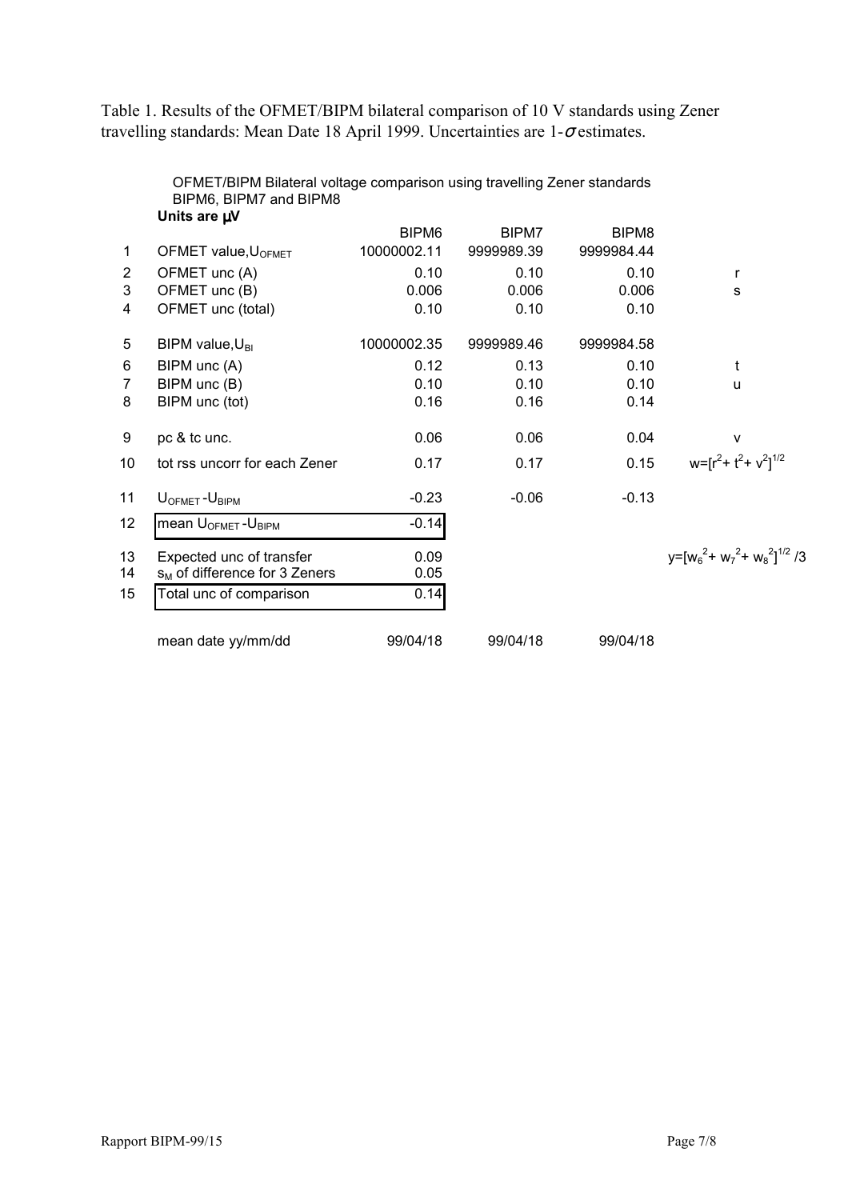Table 1. Results of the OFMET/BIPM bilateral comparison of 10 V standards using Zener travelling standards: Mean Date 18 April 1999. Uncertainties are 1-$\sigma$ estimates.

OFMET/BIPM Bilateral voltage comparison using travelling Zener standards BIPM6, BIPM7 and BIPM8

**Units are µV**

| | | BIPM6 | BIPM7 | BIPM8 | |
|---|---|---|---|---|---|
| 1 | OFMET value, $U_{OFMET}$ | 10000002.11 | 9999989.39 | 9999984.44 | |
| 2 | OFMET unc (A) | 0.10 | 0.10 | 0.10 | r |
| 3 | OFMET unc (B) | 0.006 | 0.006 | 0.006 | s |
| 4 | OFMET unc (total) | 0.10 | 0.10 | 0.10 | |
| 5 | BIPM value, $U_{BI}$ | 10000002.35 | 9999989.46 | 9999984.58 | |
| 6 | BIPM unc (A) | 0.12 | 0.13 | 0.10 | t |
| 7 | BIPM unc (B) | 0.10 | 0.10 | 0.10 | u |
| 8 | BIPM unc (tot) | 0.16 | 0.16 | 0.14 | |
| 9 | pc & tc unc. | 0.06 | 0.06 | 0.04 | v |
| 10 | tot rss uncorr for each Zener | 0.17 | 0.17 | 0.15 | $w=[r^2+t^2+v^2]^{1/2}$ |
| 11 | $U_{OFMET}-U_{BIPM}$ | -0.23 | -0.06 | -0.13 | |
| 12 | mean $U_{OFMET}-U_{BIPM}$ | -0.14 | | | |
| 13 | Expected unc of transfer | 0.09 | | | $y=[w_6^2+w_7^2+w_8^2]^{1/2}/3$ |
| 14 | $s_M$ of difference for 3 Zeners | 0.05 | | | |
| 15 | Total unc of comparison | 0.14 | | | |
| | mean date yy/mm/dd | 99/04/18 | 99/04/18 | 99/04/18 | |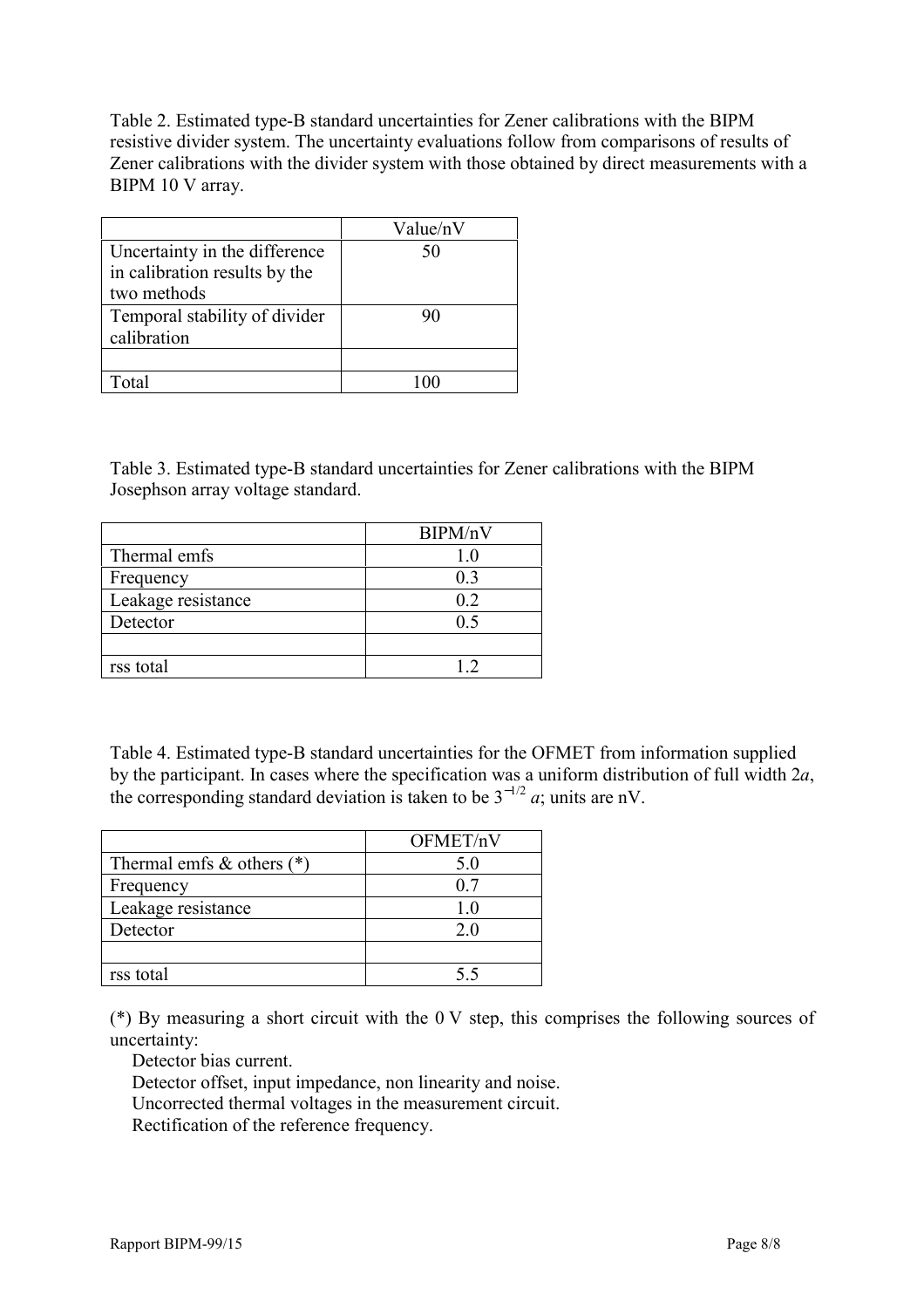Table 2. Estimated type-B standard uncertainties for Zener calibrations with the BIPM resistive divider system. The uncertainty evaluations follow from comparisons of results of Zener calibrations with the divider system with those obtained by direct measurements with a BIPM 10 V array.

| | Value/nV |
|---|---|
| Uncertainty in the difference in calibration results by the two methods | 50 |
| Temporal stability of divider calibration | 90 |
| | |
| Total | 100 |

Table 3. Estimated type-B standard uncertainties for Zener calibrations with the BIPM Josephson array voltage standard.

| | BIPM/nV |
|---|---|
| Thermal emfs | 1.0 |
| Frequency | 0.3 |
| Leakage resistance | 0.2 |
| Detector | 0.5 |
| | |
| rss total | 1.2 |

Table 4. Estimated type-B standard uncertainties for the OFMET from information supplied by the participant. In cases where the specification was a uniform distribution of full width 2*a*, the corresponding standard deviation is taken to be $3^{-1/2}\,a$; units are nV.

| | OFMET/nV |
|---|---|
| Thermal emfs & others (*) | 5.0 |
| Frequency | 0.7 |
| Leakage resistance | 1.0 |
| Detector | 2.0 |
| | |
| rss total | 5.5 |

(*) By measuring a short circuit with the 0 V step, this comprises the following sources of uncertainty:

Detector bias current.
Detector offset, input impedance, non linearity and noise.
Uncorrected thermal voltages in the measurement circuit.
Rectification of the reference frequency.